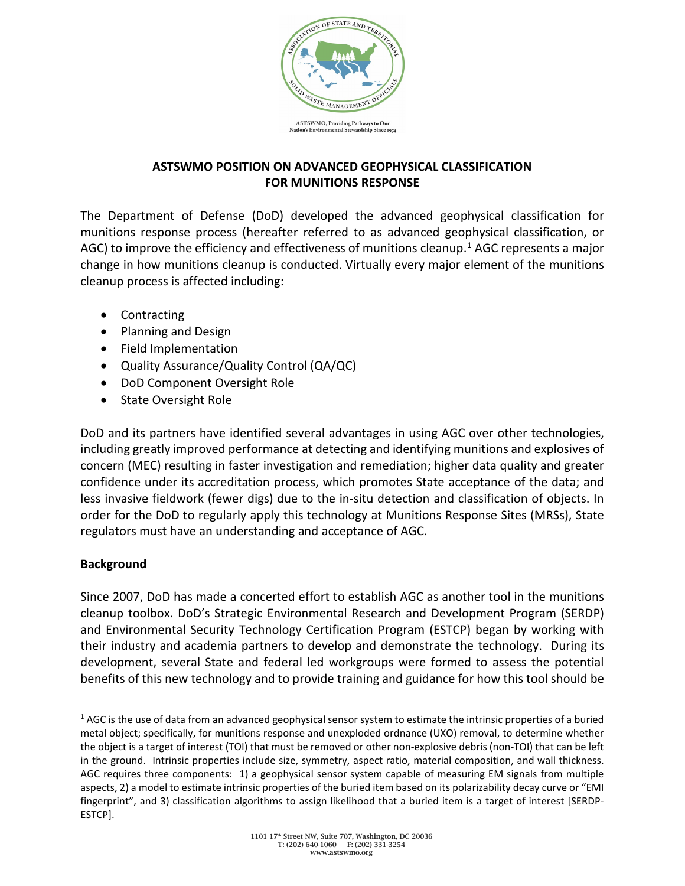ASTSWMO, Providing Pathways to Our Nation's Environmental Stewardship Since 1974

# ASTSWMO POSITION ON ADVANCED GEOPHYSICAL CLASSIFICATION FOR MUNITIONS RESPONSE

The Department of Defense (DoD) developed the advanced geophysical classification for munitions response process (hereafter referred to as advanced geophysical classification, or AGC) to improve the efficiency and effectiveness of munitions cleanup.[1] AGC represents a major change in how munitions cleanup is conducted. Virtually every major element of the munitions cleanup process is affected including:

- Contracting
- Planning and Design
- Field Implementation
- Quality Assurance/Quality Control (QA/QC)
- DoD Component Oversight Role
- State Oversight Role

DoD and its partners have identified several advantages in using AGC over other technologies, including greatly improved performance at detecting and identifying munitions and explosives of concern (MEC) resulting in faster investigation and remediation; higher data quality and greater confidence under its accreditation process, which promotes State acceptance of the data; and less invasive fieldwork (fewer digs) due to the in-situ detection and classification of objects. In order for the DoD to regularly apply this technology at Munitions Response Sites (MRSs), State regulators must have an understanding and acceptance of AGC.

## Background

Since 2007, DoD has made a concerted effort to establish AGC as another tool in the munitions cleanup toolbox. DoD's Strategic Environmental Research and Development Program (SERDP) and Environmental Security Technology Certification Program (ESTCP) began by working with their industry and academia partners to develop and demonstrate the technology. During its development, several State and federal led workgroups were formed to assess the potential benefits of this new technology and to provide training and guidance for how this tool should be

---

[1] AGC is the use of data from an advanced geophysical sensor system to estimate the intrinsic properties of a buried metal object; specifically, for munitions response and unexploded ordnance (UXO) removal, to determine whether the object is a target of interest (TOI) that must be removed or other non-explosive debris (non-TOI) that can be left in the ground. Intrinsic properties include size, symmetry, aspect ratio, material composition, and wall thickness. AGC requires three components: 1) a geophysical sensor system capable of measuring EM signals from multiple aspects, 2) a model to estimate intrinsic properties of the buried item based on its polarizability decay curve or "EMI fingerprint", and 3) classification algorithms to assign likelihood that a buried item is a target of interest [SERDP-ESTCP].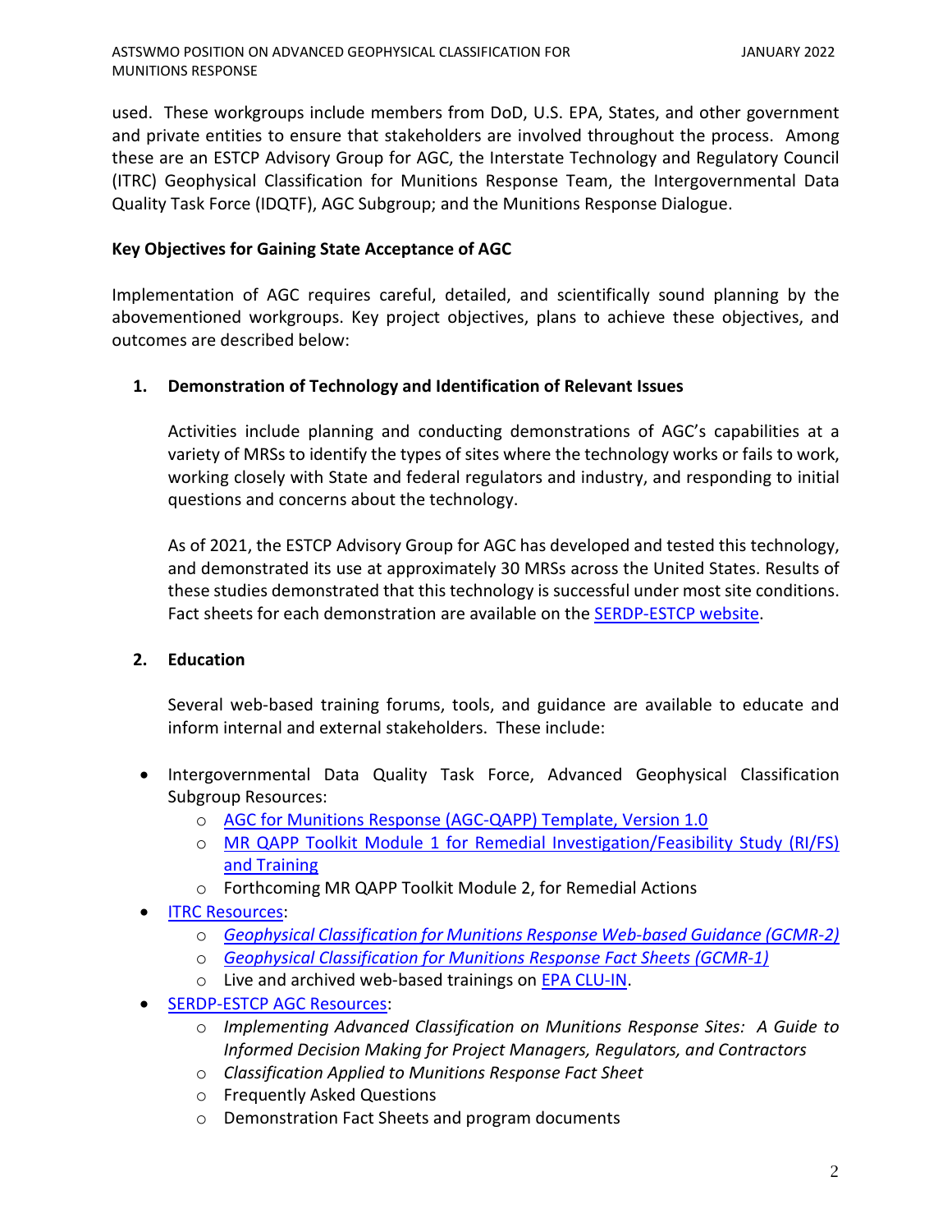used. These workgroups include members from DoD, U.S. EPA, States, and other government and private entities to ensure that stakeholders are involved throughout the process. Among these are an ESTCP Advisory Group for AGC, the Interstate Technology and Regulatory Council (ITRC) Geophysical Classification for Munitions Response Team, the Intergovernmental Data Quality Task Force (IDQTF), AGC Subgroup; and the Munitions Response Dialogue.

**Key Objectives for Gaining State Acceptance of AGC**

Implementation of AGC requires careful, detailed, and scientifically sound planning by the abovementioned workgroups. Key project objectives, plans to achieve these objectives, and outcomes are described below:

1. **Demonstration of Technology and Identification of Relevant Issues**

   Activities include planning and conducting demonstrations of AGC's capabilities at a variety of MRSs to identify the types of sites where the technology works or fails to work, working closely with State and federal regulators and industry, and responding to initial questions and concerns about the technology.

   As of 2021, the ESTCP Advisory Group for AGC has developed and tested this technology, and demonstrated its use at approximately 30 MRSs across the United States. Results of these studies demonstrated that this technology is successful under most site conditions. Fact sheets for each demonstration are available on the SERDP-ESTCP website.

2. **Education**

   Several web-based training forums, tools, and guidance are available to educate and inform internal and external stakeholders. These include:

- Intergovernmental Data Quality Task Force, Advanced Geophysical Classification Subgroup Resources:
  - AGC for Munitions Response (AGC-QAPP) Template, Version 1.0
  - MR QAPP Toolkit Module 1 for Remedial Investigation/Feasibility Study (RI/FS) and Training
  - Forthcoming MR QAPP Toolkit Module 2, for Remedial Actions
- ITRC Resources:
  - *Geophysical Classification for Munitions Response Web-based Guidance (GCMR-2)*
  - *Geophysical Classification for Munitions Response Fact Sheets (GCMR-1)*
  - Live and archived web-based trainings on EPA CLU-IN.
- SERDP-ESTCP AGC Resources:
  - *Implementing Advanced Classification on Munitions Response Sites: A Guide to Informed Decision Making for Project Managers, Regulators, and Contractors*
  - *Classification Applied to Munitions Response Fact Sheet*
  - Frequently Asked Questions
  - Demonstration Fact Sheets and program documents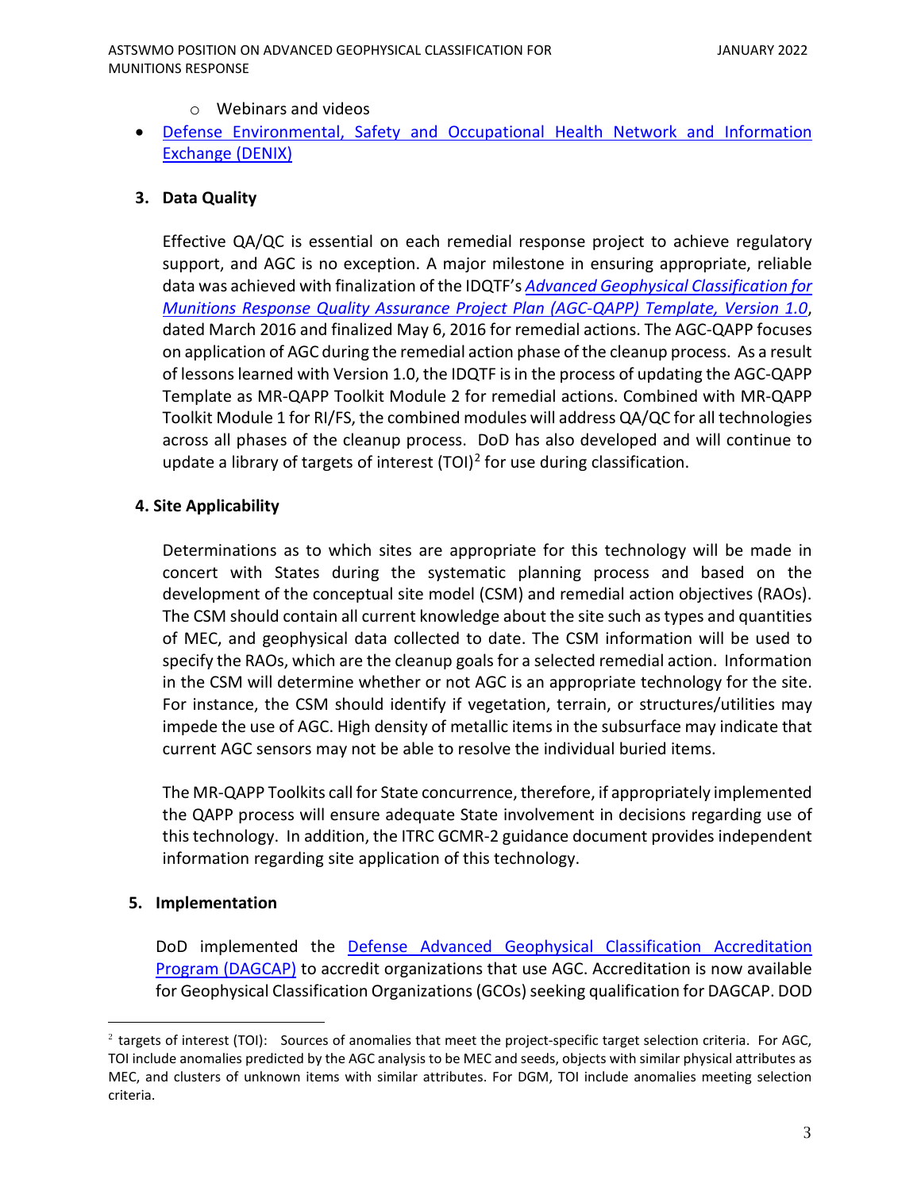- Webinars and videos
- Defense Environmental, Safety and Occupational Health Network and Information Exchange (DENIX)

## 3. Data Quality

Effective QA/QC is essential on each remedial response project to achieve regulatory support, and AGC is no exception. A major milestone in ensuring appropriate, reliable data was achieved with finalization of the IDQTF's *Advanced Geophysical Classification for Munitions Response Quality Assurance Project Plan (AGC-QAPP) Template, Version 1.0*, dated March 2016 and finalized May 6, 2016 for remedial actions. The AGC-QAPP focuses on application of AGC during the remedial action phase of the cleanup process. As a result of lessons learned with Version 1.0, the IDQTF is in the process of updating the AGC-QAPP Template as MR-QAPP Toolkit Module 2 for remedial actions. Combined with MR-QAPP Toolkit Module 1 for RI/FS, the combined modules will address QA/QC for all technologies across all phases of the cleanup process. DoD has also developed and will continue to update a library of targets of interest (TOI)[2] for use during classification.

## 4. Site Applicability

Determinations as to which sites are appropriate for this technology will be made in concert with States during the systematic planning process and based on the development of the conceptual site model (CSM) and remedial action objectives (RAOs). The CSM should contain all current knowledge about the site such as types and quantities of MEC, and geophysical data collected to date. The CSM information will be used to specify the RAOs, which are the cleanup goals for a selected remedial action. Information in the CSM will determine whether or not AGC is an appropriate technology for the site. For instance, the CSM should identify if vegetation, terrain, or structures/utilities may impede the use of AGC. High density of metallic items in the subsurface may indicate that current AGC sensors may not be able to resolve the individual buried items.

The MR-QAPP Toolkits call for State concurrence, therefore, if appropriately implemented the QAPP process will ensure adequate State involvement in decisions regarding use of this technology. In addition, the ITRC GCMR-2 guidance document provides independent information regarding site application of this technology.

## 5. Implementation

DoD implemented the Defense Advanced Geophysical Classification Accreditation Program (DAGCAP) to accredit organizations that use AGC. Accreditation is now available for Geophysical Classification Organizations (GCOs) seeking qualification for DAGCAP. DOD

---

[2] targets of interest (TOI): Sources of anomalies that meet the project-specific target selection criteria. For AGC, TOI include anomalies predicted by the AGC analysis to be MEC and seeds, objects with similar physical attributes as MEC, and clusters of unknown items with similar attributes. For DGM, TOI include anomalies meeting selection criteria.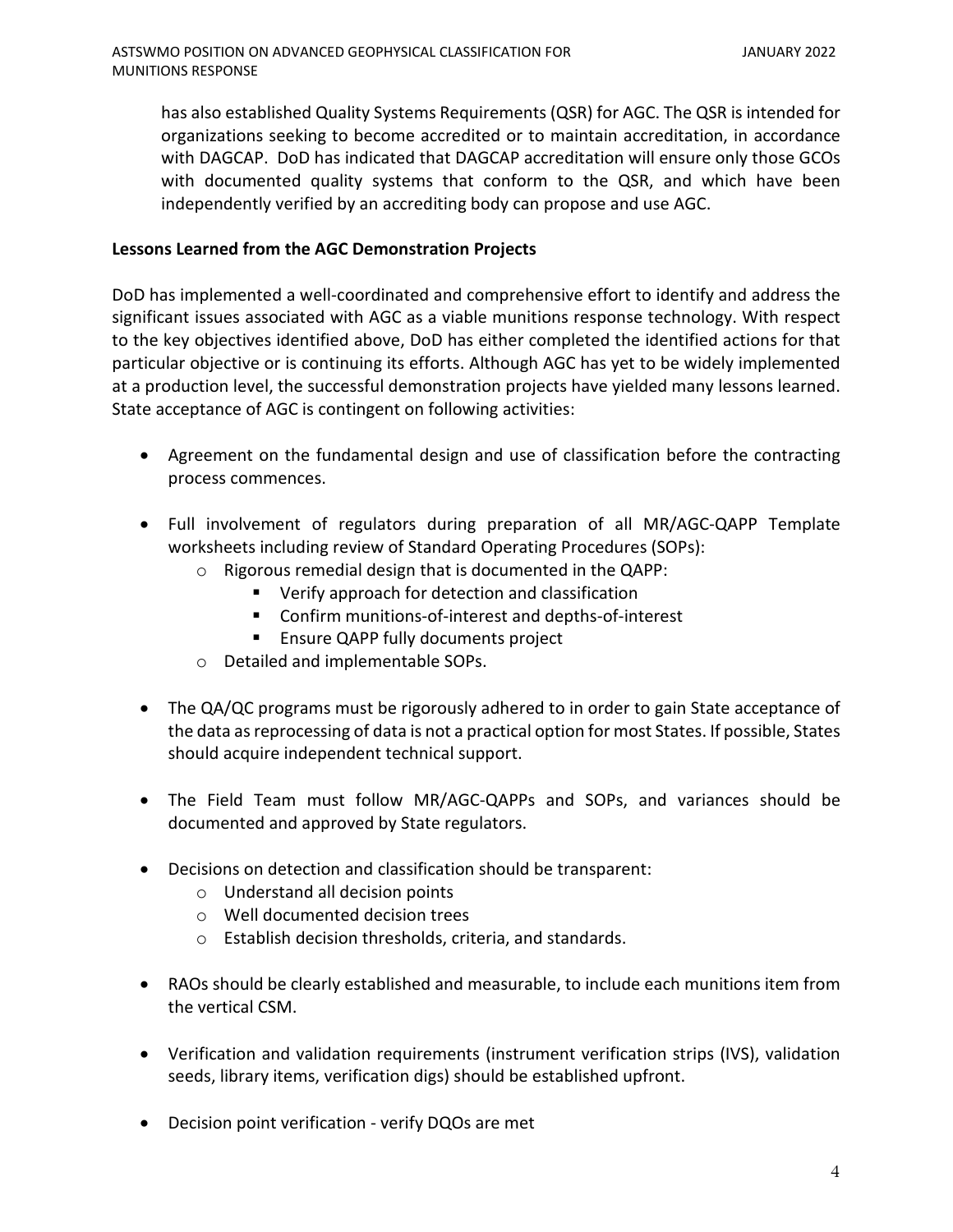has also established Quality Systems Requirements (QSR) for AGC. The QSR is intended for organizations seeking to become accredited or to maintain accreditation, in accordance with DAGCAP. DoD has indicated that DAGCAP accreditation will ensure only those GCOs with documented quality systems that conform to the QSR, and which have been independently verified by an accrediting body can propose and use AGC.

**Lessons Learned from the AGC Demonstration Projects**

DoD has implemented a well-coordinated and comprehensive effort to identify and address the significant issues associated with AGC as a viable munitions response technology. With respect to the key objectives identified above, DoD has either completed the identified actions for that particular objective or is continuing its efforts. Although AGC has yet to be widely implemented at a production level, the successful demonstration projects have yielded many lessons learned. State acceptance of AGC is contingent on following activities:

- Agreement on the fundamental design and use of classification before the contracting process commences.
- Full involvement of regulators during preparation of all MR/AGC-QAPP Template worksheets including review of Standard Operating Procedures (SOPs):
  - Rigorous remedial design that is documented in the QAPP:
    - Verify approach for detection and classification
    - Confirm munitions-of-interest and depths-of-interest
    - Ensure QAPP fully documents project
  - Detailed and implementable SOPs.
- The QA/QC programs must be rigorously adhered to in order to gain State acceptance of the data as reprocessing of data is not a practical option for most States. If possible, States should acquire independent technical support.
- The Field Team must follow MR/AGC-QAPPs and SOPs, and variances should be documented and approved by State regulators.
- Decisions on detection and classification should be transparent:
  - Understand all decision points
  - Well documented decision trees
  - Establish decision thresholds, criteria, and standards.
- RAOs should be clearly established and measurable, to include each munitions item from the vertical CSM.
- Verification and validation requirements (instrument verification strips (IVS), validation seeds, library items, verification digs) should be established upfront.
- Decision point verification - verify DQOs are met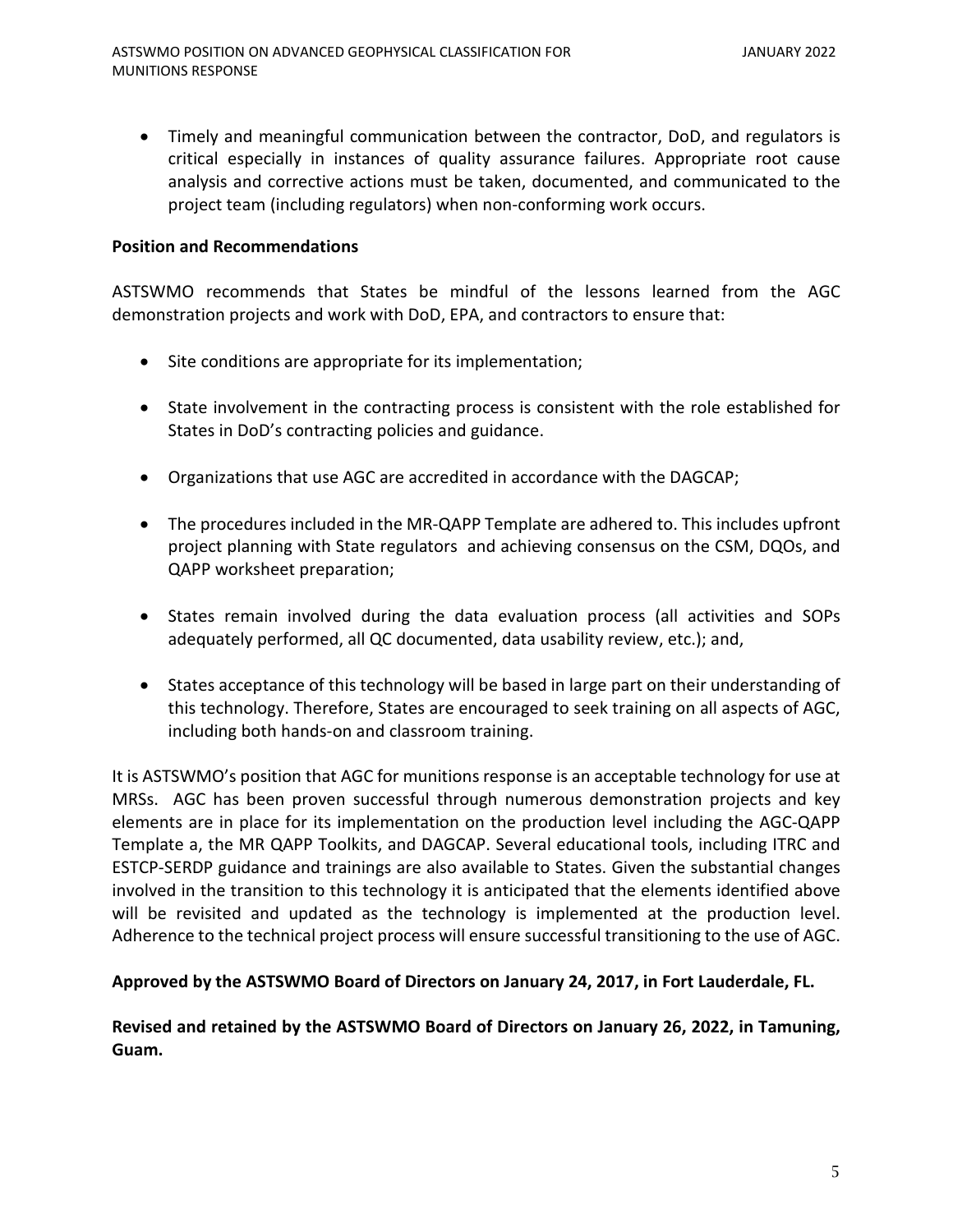- Timely and meaningful communication between the contractor, DoD, and regulators is critical especially in instances of quality assurance failures. Appropriate root cause analysis and corrective actions must be taken, documented, and communicated to the project team (including regulators) when non-conforming work occurs.

**Position and Recommendations**

ASTSWMO recommends that States be mindful of the lessons learned from the AGC demonstration projects and work with DoD, EPA, and contractors to ensure that:

- Site conditions are appropriate for its implementation;
- State involvement in the contracting process is consistent with the role established for States in DoD's contracting policies and guidance.
- Organizations that use AGC are accredited in accordance with the DAGCAP;
- The procedures included in the MR-QAPP Template are adhered to. This includes upfront project planning with State regulators and achieving consensus on the CSM, DQOs, and QAPP worksheet preparation;
- States remain involved during the data evaluation process (all activities and SOPs adequately performed, all QC documented, data usability review, etc.); and,
- States acceptance of this technology will be based in large part on their understanding of this technology. Therefore, States are encouraged to seek training on all aspects of AGC, including both hands-on and classroom training.

It is ASTSWMO's position that AGC for munitions response is an acceptable technology for use at MRSs. AGC has been proven successful through numerous demonstration projects and key elements are in place for its implementation on the production level including the AGC-QAPP Template a, the MR QAPP Toolkits, and DAGCAP. Several educational tools, including ITRC and ESTCP-SERDP guidance and trainings are also available to States. Given the substantial changes involved in the transition to this technology it is anticipated that the elements identified above will be revisited and updated as the technology is implemented at the production level. Adherence to the technical project process will ensure successful transitioning to the use of AGC.

**Approved by the ASTSWMO Board of Directors on January 24, 2017, in Fort Lauderdale, FL.**

**Revised and retained by the ASTSWMO Board of Directors on January 26, 2022, in Tamuning, Guam.**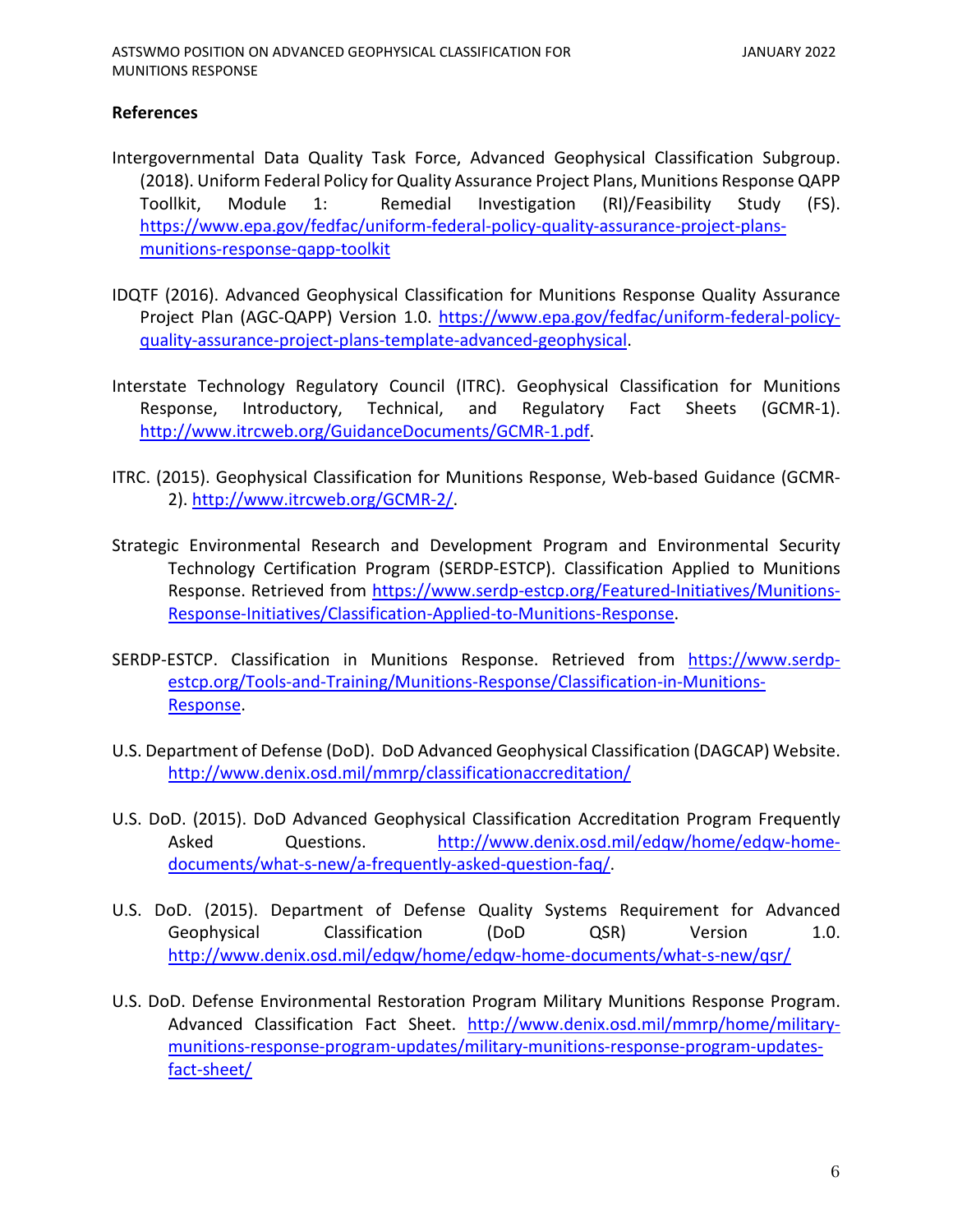## References

Intergovernmental Data Quality Task Force, Advanced Geophysical Classification Subgroup. (2018). Uniform Federal Policy for Quality Assurance Project Plans, Munitions Response QAPP Toollkit, Module 1: Remedial Investigation (RI)/Feasibility Study (FS). https://www.epa.gov/fedfac/uniform-federal-policy-quality-assurance-project-plans-munitions-response-qapp-toolkit

IDQTF (2016). Advanced Geophysical Classification for Munitions Response Quality Assurance Project Plan (AGC-QAPP) Version 1.0. https://www.epa.gov/fedfac/uniform-federal-policy-quality-assurance-project-plans-template-advanced-geophysical.

Interstate Technology Regulatory Council (ITRC). Geophysical Classification for Munitions Response, Introductory, Technical, and Regulatory Fact Sheets (GCMR-1). http://www.itrcweb.org/GuidanceDocuments/GCMR-1.pdf.

ITRC. (2015). Geophysical Classification for Munitions Response, Web-based Guidance (GCMR-2). http://www.itrcweb.org/GCMR-2/.

Strategic Environmental Research and Development Program and Environmental Security Technology Certification Program (SERDP-ESTCP). Classification Applied to Munitions Response. Retrieved from https://www.serdp-estcp.org/Featured-Initiatives/Munitions-Response-Initiatives/Classification-Applied-to-Munitions-Response.

SERDP-ESTCP. Classification in Munitions Response. Retrieved from https://www.serdp-estcp.org/Tools-and-Training/Munitions-Response/Classification-in-Munitions-Response.

U.S. Department of Defense (DoD). DoD Advanced Geophysical Classification (DAGCAP) Website. http://www.denix.osd.mil/mmrp/classificationaccreditation/

U.S. DoD. (2015). DoD Advanced Geophysical Classification Accreditation Program Frequently Asked Questions. http://www.denix.osd.mil/edqw/home/edqw-home-documents/what-s-new/a-frequently-asked-question-faq/.

U.S. DoD. (2015). Department of Defense Quality Systems Requirement for Advanced Geophysical Classification (DoD QSR) Version 1.0. http://www.denix.osd.mil/edqw/home/edqw-home-documents/what-s-new/qsr/

U.S. DoD. Defense Environmental Restoration Program Military Munitions Response Program. Advanced Classification Fact Sheet. http://www.denix.osd.mil/mmrp/home/military-munitions-response-program-updates/military-munitions-response-program-updates-fact-sheet/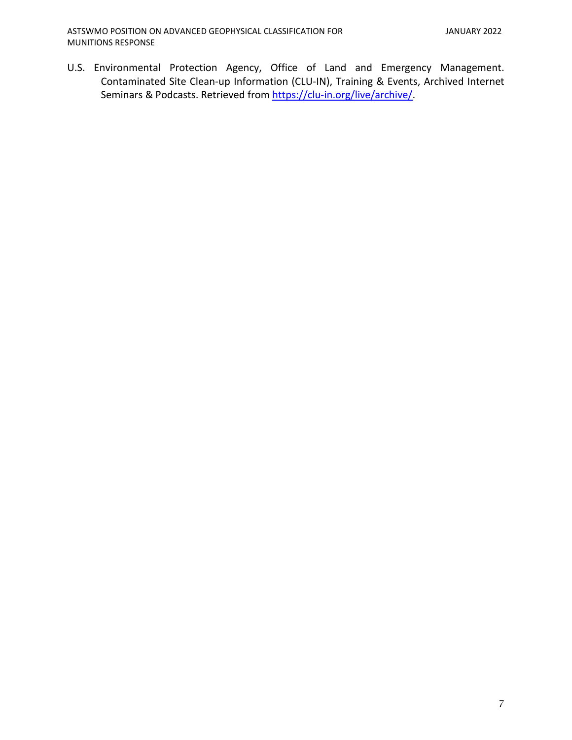U.S. Environmental Protection Agency, Office of Land and Emergency Management. Contaminated Site Clean-up Information (CLU-IN), Training & Events, Archived Internet Seminars & Podcasts. Retrieved from [https://clu-in.org/live/archive/](https://clu-in.org/live/archive/).